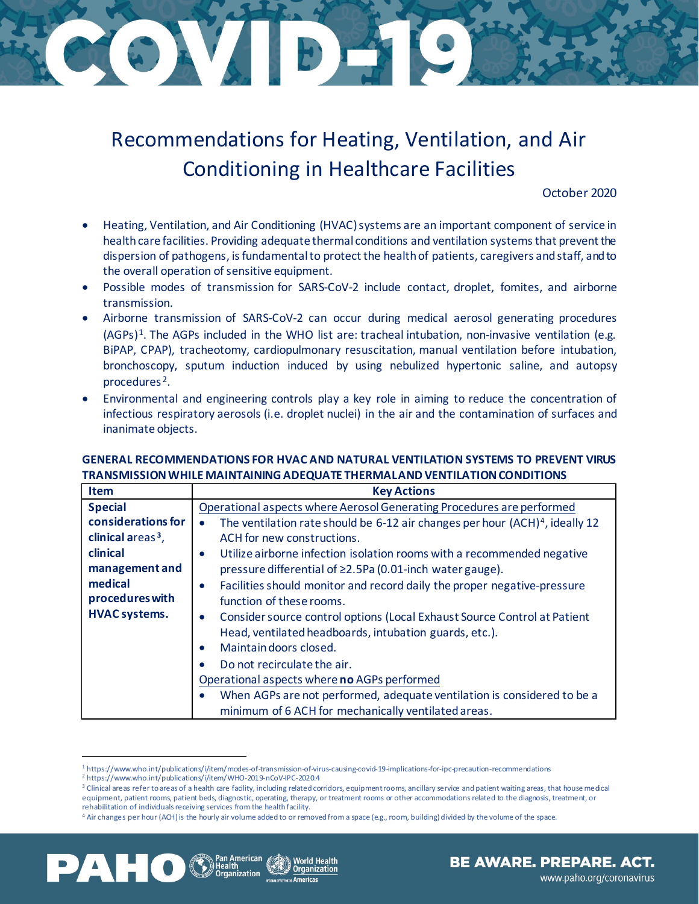# COVID-19

## Recommendations for Heating, Ventilation, and Air Conditioning in Healthcare Facilities

October 2020

- Heating, Ventilation, and Air Conditioning (HVAC) systems are an important component of service in health care facilities. Providing adequate thermal conditions and ventilation systems that prevent the dispersion of pathogens, is fundamental to protect the health of patients, caregivers and staff, and to the overall operation of sensitive equipment.
- Possible modes of transmission for SARS-CoV-2 include contact, droplet, fomites, and airborne transmission.
- Airborne transmission of SARS-CoV-2 can occur during medical aerosol generating procedures (AGPs)[1]. The AGPs included in the WHO list are: tracheal intubation, non-invasive ventilation (e.g. BiPAP, CPAP), tracheotomy, cardiopulmonary resuscitation, manual ventilation before intubation, bronchoscopy, sputum induction induced by using nebulized hypertonic saline, and autopsy procedures[2].
- Environmental and engineering controls play a key role in aiming to reduce the concentration of infectious respiratory aerosols (i.e. droplet nuclei) in the air and the contamination of surfaces and inanimate objects.

**GENERAL RECOMMENDATIONS FOR HVAC AND NATURAL VENTILATION SYSTEMS TO PREVENT VIRUS TRANSMISSION WHILE MAINTAINING ADEQUATE THERMAL AND VENTILATION CONDITIONS**

| Item | Key Actions |
| --- | --- |
| **Special considerations for clinical areas[3], clinical management and medical procedures with HVAC systems.** | Operational aspects where Aerosol Generating Procedures are performed<br>• The ventilation rate should be 6-12 air changes per hour (ACH)[4], ideally 12 ACH for new constructions.<br>• Utilize airborne infection isolation rooms with a recommended negative pressure differential of ≥2.5Pa (0.01-inch water gauge).<br>• Facilities should monitor and record daily the proper negative-pressure function of these rooms.<br>• Consider source control options (Local Exhaust Source Control at Patient Head, ventilated headboards, intubation guards, etc.).<br>• Maintain doors closed.<br>• Do not recirculate the air.<br>Operational aspects where **no** AGPs performed<br>• When AGPs are not performed, adequate ventilation is considered to be a minimum of 6 ACH for mechanically ventilated areas. |

[1] https://www.who.int/publications/i/item/modes-of-transmission-of-virus-causing-covid-19-implications-for-ipc-precaution-recommendations

[2] https://www.who.int/publications/i/item/WHO-2019-nCoV-IPC-2020.4

[3] Clinical areas refer to areas of a health care facility, including related corridors, equipment rooms, ancillary service and patient waiting areas, that house medical equipment, patient rooms, patient beds, diagnostic, operating, therapy, or treatment rooms or other accommodations related to the diagnosis, treatment, or rehabilitation of individuals receiving services from the health facility.

[4] Air changes per hour (ACH) is the hourly air volume added to or removed from a space (e.g., room, building) divided by the volume of the space.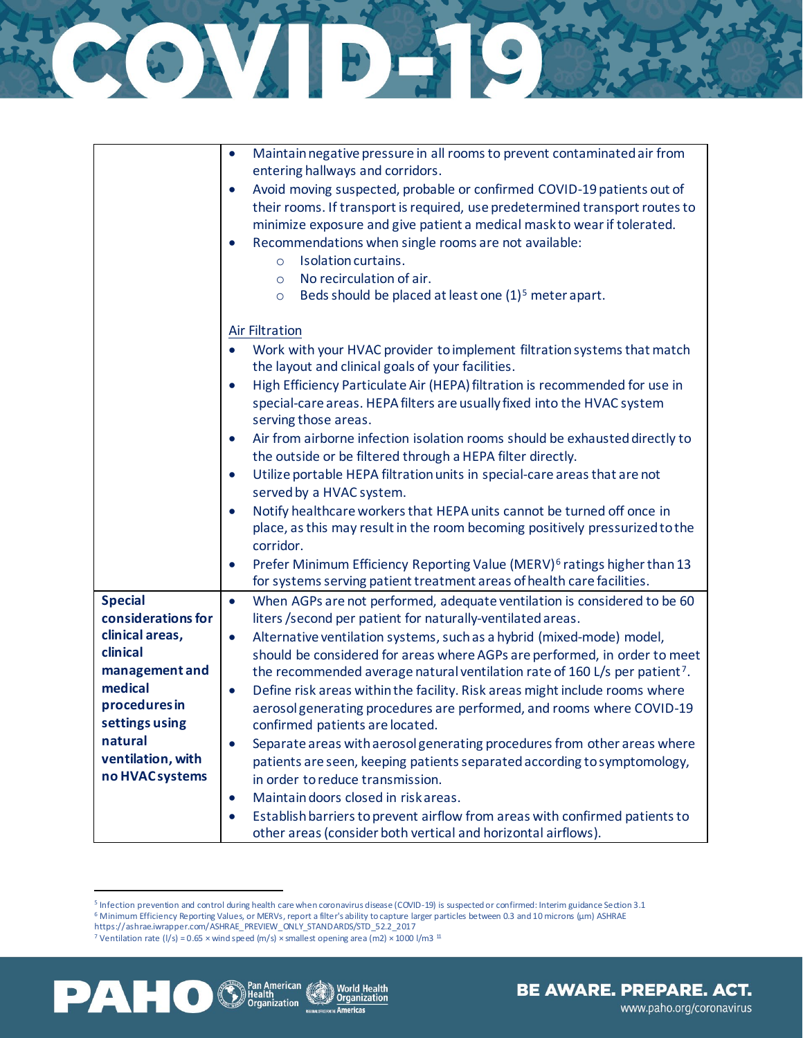| | |
|---|---|
| | • Maintain negative pressure in all rooms to prevent contaminated air from entering hallways and corridors.<br>• Avoid moving suspected, probable or confirmed COVID-19 patients out of their rooms. If transport is required, use predetermined transport routes to minimize exposure and give patient a medical mask to wear if tolerated.<br>• Recommendations when single rooms are not available:<br>  ○ Isolation curtains.<br>  ○ No recirculation of air.<br>  ○ Beds should be placed at least one (1)[5] meter apart.<br><br><u>Air Filtration</u><br>• Work with your HVAC provider to implement filtration systems that match the layout and clinical goals of your facilities.<br>• High Efficiency Particulate Air (HEPA) filtration is recommended for use in special-care areas. HEPA filters are usually fixed into the HVAC system serving those areas.<br>• Air from airborne infection isolation rooms should be exhausted directly to the outside or be filtered through a HEPA filter directly.<br>• Utilize portable HEPA filtration units in special-care areas that are not served by a HVAC system.<br>• Notify healthcare workers that HEPA units cannot be turned off once in place, as this may result in the room becoming positively pressurized to the corridor.<br>• Prefer Minimum Efficiency Reporting Value (MERV)[6] ratings higher than 13 for systems serving patient treatment areas of health care facilities. |
| **Special considerations for clinical areas, clinical management and medical procedures in settings using natural ventilation, with no HVAC systems** | • When AGPs are not performed, adequate ventilation is considered to be 60 liters /second per patient for naturally-ventilated areas.<br>• Alternative ventilation systems, such as a hybrid (mixed-mode) model, should be considered for areas where AGPs are performed, in order to meet the recommended average natural ventilation rate of 160 L/s per patient[7].<br>• Define risk areas within the facility. Risk areas might include rooms where aerosol generating procedures are performed, and rooms where COVID-19 confirmed patients are located.<br>• Separate areas with aerosol generating procedures from other areas where patients are seen, keeping patients separated according to symptomology, in order to reduce transmission.<br>• Maintain doors closed in risk areas.<br>• Establish barriers to prevent airflow from areas with confirmed patients to other areas (consider both vertical and horizontal airflows). |

[5] Infection prevention and control during health care when coronavirus disease (COVID-19) is suspected or confirmed: Interim guidance Section 3.1

[6] Minimum Efficiency Reporting Values, or MERVs, report a filter's ability to capture larger particles between 0.3 and 10 microns (µm) ASHRAE https://ashrae.iwrapper.com/ASHRAE_PREVIEW_ONLY_STANDARDS/STD_52.2_2017

[7] Ventilation rate (l/s) = 0.65 × wind speed (m/s) × smallest opening area (m2) × 1000 l/m3 [11]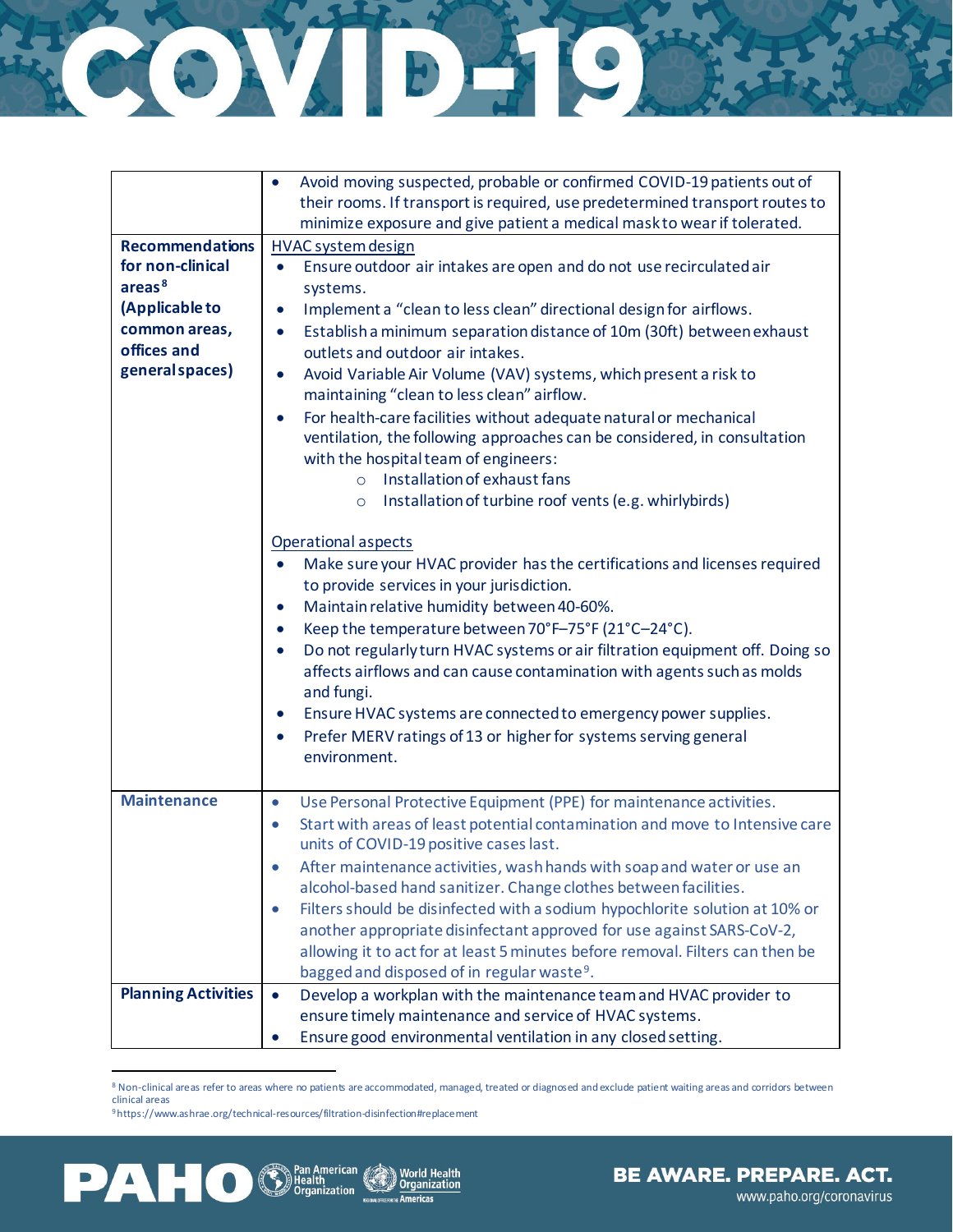| | |
|---|---|
| | • Avoid moving suspected, probable or confirmed COVID-19 patients out of their rooms. If transport is required, use predetermined transport routes to minimize exposure and give patient a medical mask to wear if tolerated. |
| **Recommendations for non-clinical areas[8] (Applicable to common areas, offices and general spaces)** | HVAC system design<br>• Ensure outdoor air intakes are open and do not use recirculated air systems.<br>• Implement a "clean to less clean" directional design for airflows.<br>• Establish a minimum separation distance of 10m (30ft) between exhaust outlets and outdoor air intakes.<br>• Avoid Variable Air Volume (VAV) systems, which present a risk to maintaining "clean to less clean" airflow.<br>• For health-care facilities without adequate natural or mechanical ventilation, the following approaches can be considered, in consultation with the hospital team of engineers:<br>&nbsp;&nbsp;&nbsp;&nbsp;○ Installation of exhaust fans<br>&nbsp;&nbsp;&nbsp;&nbsp;○ Installation of turbine roof vents (e.g. whirlybirds)<br><br>Operational aspects<br>• Make sure your HVAC provider has the certifications and licenses required to provide services in your jurisdiction.<br>• Maintain relative humidity between 40-60%.<br>• Keep the temperature between 70°F–75°F (21°C–24°C).<br>• Do not regularly turn HVAC systems or air filtration equipment off. Doing so affects airflows and can cause contamination with agents such as molds and fungi.<br>• Ensure HVAC systems are connected to emergency power supplies.<br>• Prefer MERV ratings of 13 or higher for systems serving general environment. |
| **Maintenance** | • Use Personal Protective Equipment (PPE) for maintenance activities.<br>• Start with areas of least potential contamination and move to Intensive care units of COVID-19 positive cases last.<br>• After maintenance activities, wash hands with soap and water or use an alcohol-based hand sanitizer. Change clothes between facilities.<br>• Filters should be disinfected with a sodium hypochlorite solution at 10% or another appropriate disinfectant approved for use against SARS-CoV-2, allowing it to act for at least 5 minutes before removal. Filters can then be bagged and disposed of in regular waste[9]. |
| **Planning Activities** | • Develop a workplan with the maintenance team and HVAC provider to ensure timely maintenance and service of HVAC systems.<br>• Ensure good environmental ventilation in any closed setting. |

[8] Non-clinical areas refer to areas where no patients are accommodated, managed, treated or diagnosed and exclude patient waiting areas and corridors between clinical areas

[9] https://www.ashrae.org/technical-resources/filtration-disinfection#replacement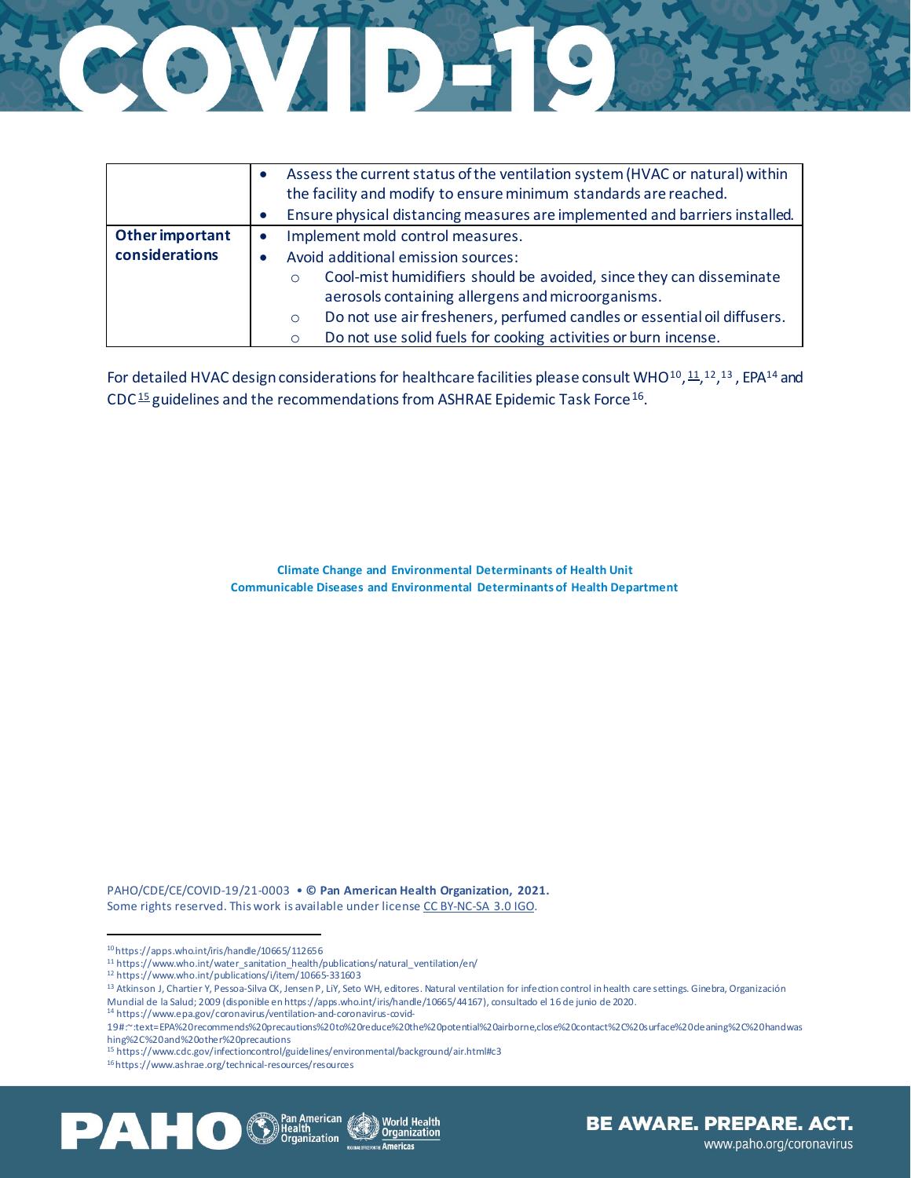| | |
|---|---|
| | • Assess the current status of the ventilation system (HVAC or natural) within the facility and modify to ensure minimum standards are reached.<br>• Ensure physical distancing measures are implemented and barriers installed. |
| **Other important considerations** | • Implement mold control measures.<br>• Avoid additional emission sources:<br>  ○ Cool-mist humidifiers should be avoided, since they can disseminate aerosols containing allergens and microorganisms.<br>  ○ Do not use air fresheners, perfumed candles or essential oil diffusers.<br>  ○ Do not use solid fuels for cooking activities or burn incense. |

For detailed HVAC design considerations for healthcare facilities please consult WHO[10],[11],[12],[13], EPA[14] and CDC[15] guidelines and the recommendations from ASHRAE Epidemic Task Force[16].

**Climate Change and Environmental Determinants of Health Unit**
**Communicable Diseases and Environmental Determinants of Health Department**

PAHO/CDE/CE/COVID-19/21-0003 • **© Pan American Health Organization, 2021.**
Some rights reserved. This work is available under license CC BY-NC-SA 3.0 IGO.

[10] https://apps.who.int/iris/handle/10665/112656
[11] https://www.who.int/water_sanitation_health/publications/natural_ventilation/en/
[12] https://www.who.int/publications/i/item/10665-331603
[13] Atkinson J, Chartier Y, Pessoa-Silva CK, Jensen P, LiY, Seto WH, editores. Natural ventilation for infection control in health care settings. Ginebra, Organización Mundial de la Salud; 2009 (disponible en https://apps.who.int/iris/handle/10665/44167), consultado el 16 de junio de 2020.
[14] https://www.epa.gov/coronavirus/ventilation-and-coronavirus-covid-19#:~:text=EPA%20recommends%20precautions%20to%20reduce%20the%20potential%20airborne,close%20contact%2C%20surface%20cleaning%2C%20handwashing%2C%20and%20other%20precautions
[15] https://www.cdc.gov/infectioncontrol/guidelines/environmental/background/air.html#c3
[16] https://www.ashrae.org/technical-resources/resources